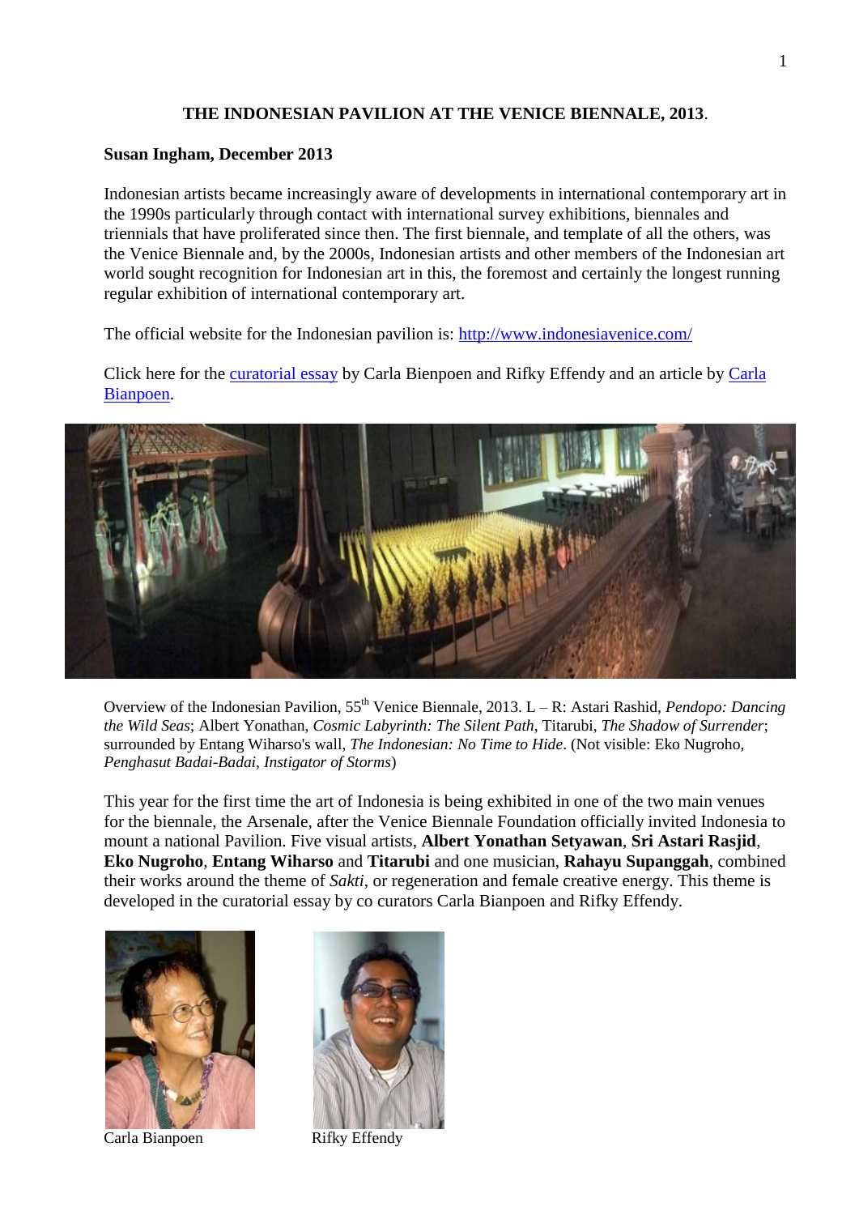**THE INDONESIAN PAVILION AT THE VENICE BIENNALE, 2013**.

**Susan Ingham, December 2013**

Indonesian artists became increasingly aware of developments in international contemporary art in the 1990s particularly through contact with international survey exhibitions, biennales and triennials that have proliferated since then. The first biennale, and template of all the others, was the Venice Biennale and, by the 2000s, Indonesian artists and other members of the Indonesian art world sought recognition for Indonesian art in this, the foremost and certainly the longest running regular exhibition of international contemporary art.

The official website for the Indonesian pavilion is: http://www.indonesiavenice.com/

Click here for the curatorial essay by Carla Bienpoen and Rifky Effendy and an article by Carla Bianpoen.

Overview of the Indonesian Pavilion, 55th Venice Biennale, 2013. L – R: Astari Rashid, *Pendopo: Dancing the Wild Seas*; Albert Yonathan, *Cosmic Labyrinth: The Silent Path*, Titarubi, *The Shadow of Surrender*; surrounded by Entang Wiharso's wall, *The Indonesian: No Time to Hide*. (Not visible: Eko Nugroho, *Penghasut Badai-Badai, Instigator of Storms*)

This year for the first time the art of Indonesia is being exhibited in one of the two main venues for the biennale, the Arsenale, after the Venice Biennale Foundation officially invited Indonesia to mount a national Pavilion. Five visual artists, **Albert Yonathan Setyawan**, **Sri Astari Rasjid**, **Eko Nugroho**, **Entang Wiharso** and **Titarubi** and one musician, **Rahayu Supanggah**, combined their works around the theme of *Sakti*, or regeneration and female creative energy. This theme is developed in the curatorial essay by co curators Carla Bianpoen and Rifky Effendy.

Carla Bianpoen

Rifky Effendy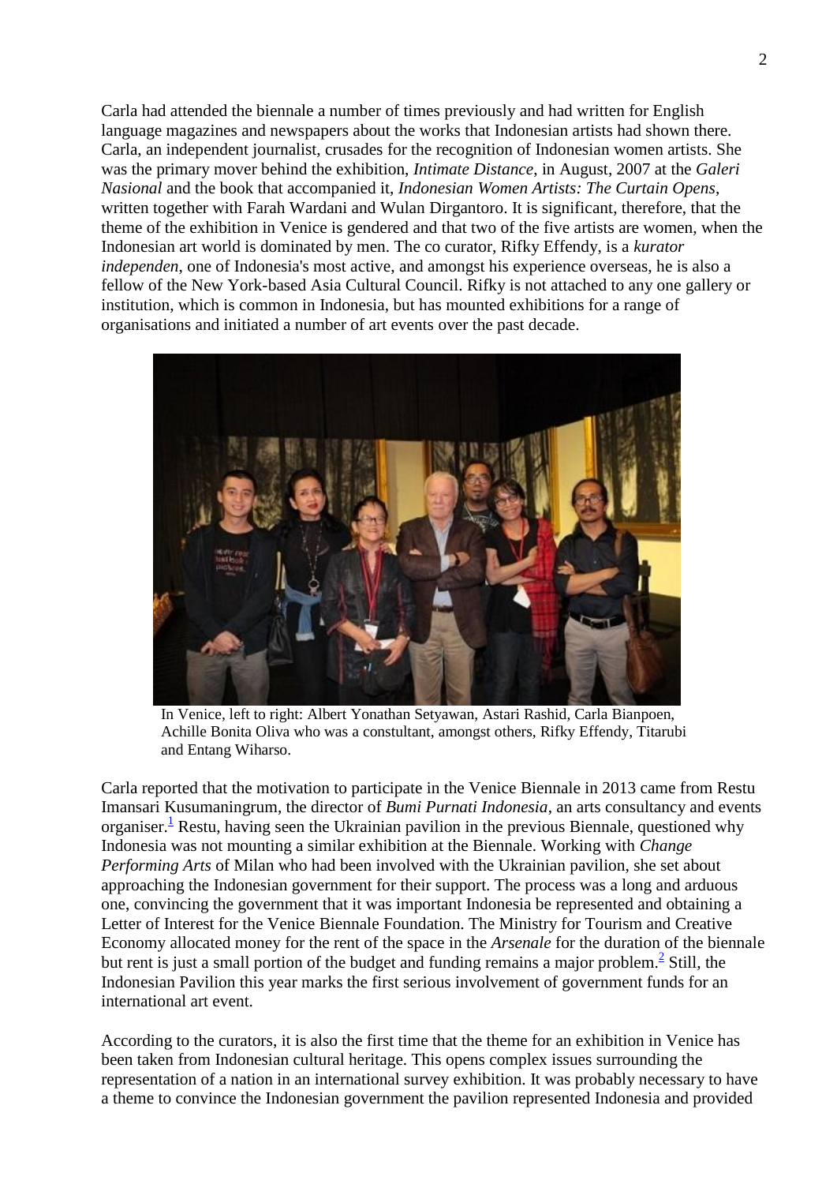Carla had attended the biennale a number of times previously and had written for English language magazines and newspapers about the works that Indonesian artists had shown there. Carla, an independent journalist, crusades for the recognition of Indonesian women artists. She was the primary mover behind the exhibition, *Intimate Distance*, in August, 2007 at the *Galeri Nasional* and the book that accompanied it, *Indonesian Women Artists: The Curtain Opens*, written together with Farah Wardani and Wulan Dirgantoro. It is significant, therefore, that the theme of the exhibition in Venice is gendered and that two of the five artists are women, when the Indonesian art world is dominated by men. The co curator, Rifky Effendy, is a *kurator independen*, one of Indonesia's most active, and amongst his experience overseas, he is also a fellow of the New York-based Asia Cultural Council. Rifky is not attached to any one gallery or institution, which is common in Indonesia, but has mounted exhibitions for a range of organisations and initiated a number of art events over the past decade.

In Venice, left to right: Albert Yonathan Setyawan, Astari Rashid, Carla Bianpoen, Achille Bonita Oliva who was a constultant, amongst others, Rifky Effendy, Titarubi and Entang Wiharso.

Carla reported that the motivation to participate in the Venice Biennale in 2013 came from Restu Imansari Kusumaningrum, the director of *Bumi Purnati Indonesia*, an arts consultancy and events organiser.[1] Restu, having seen the Ukrainian pavilion in the previous Biennale, questioned why Indonesia was not mounting a similar exhibition at the Biennale. Working with *Change Performing Arts* of Milan who had been involved with the Ukrainian pavilion, she set about approaching the Indonesian government for their support. The process was a long and arduous one, convincing the government that it was important Indonesia be represented and obtaining a Letter of Interest for the Venice Biennale Foundation. The Ministry for Tourism and Creative Economy allocated money for the rent of the space in the *Arsenale* for the duration of the biennale but rent is just a small portion of the budget and funding remains a major problem.[2] Still, the Indonesian Pavilion this year marks the first serious involvement of government funds for an international art event.

According to the curators, it is also the first time that the theme for an exhibition in Venice has been taken from Indonesian cultural heritage. This opens complex issues surrounding the representation of a nation in an international survey exhibition. It was probably necessary to have a theme to convince the Indonesian government the pavilion represented Indonesia and provided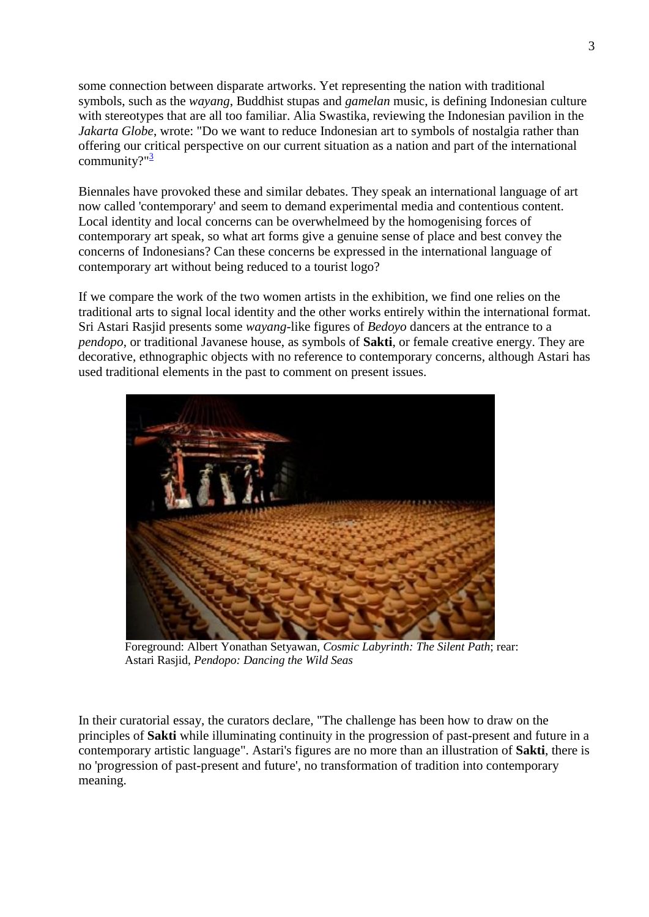some connection between disparate artworks. Yet representing the nation with traditional symbols, such as the *wayang*, Buddhist stupas and *gamelan* music, is defining Indonesian culture with stereotypes that are all too familiar. Alia Swastika, reviewing the Indonesian pavilion in the *Jakarta Globe*, wrote: "Do we want to reduce Indonesian art to symbols of nostalgia rather than offering our critical perspective on our current situation as a nation and part of the international community?"[3]

Biennales have provoked these and similar debates. They speak an international language of art now called 'contemporary' and seem to demand experimental media and contentious content. Local identity and local concerns can be overwhelmeed by the homogenising forces of contemporary art speak, so what art forms give a genuine sense of place and best convey the concerns of Indonesians? Can these concerns be expressed in the international language of contemporary art without being reduced to a tourist logo?

If we compare the work of the two women artists in the exhibition, we find one relies on the traditional arts to signal local identity and the other works entirely within the international format. Sri Astari Rasjid presents some *wayang*-like figures of *Bedoyo* dancers at the entrance to a *pendopo*, or traditional Javanese house, as symbols of **Sakti**, or female creative energy. They are decorative, ethnographic objects with no reference to contemporary concerns, although Astari has used traditional elements in the past to comment on present issues.

Foreground: Albert Yonathan Setyawan, *Cosmic Labyrinth: The Silent Path*; rear: Astari Rasjid, *Pendopo: Dancing the Wild Seas*

In their curatorial essay, the curators declare, "The challenge has been how to draw on the principles of **Sakti** while illuminating continuity in the progression of past-present and future in a contemporary artistic language". Astari's figures are no more than an illustration of **Sakti**, there is no 'progression of past-present and future', no transformation of tradition into contemporary meaning.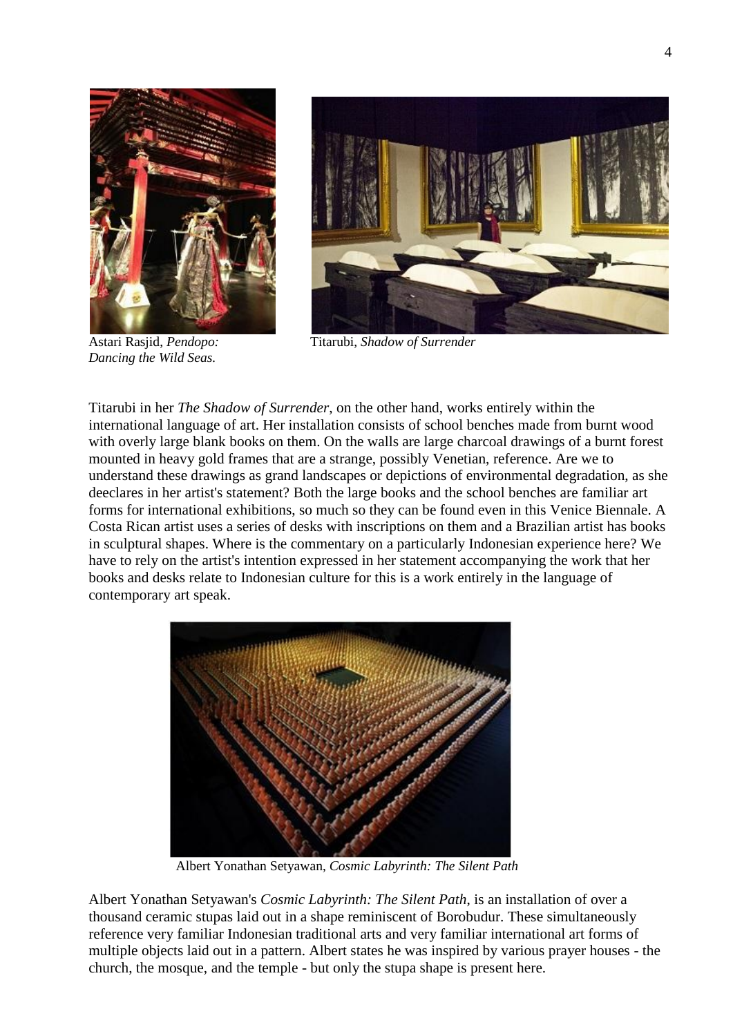Astari Rasjid, *Pendopo: Dancing the Wild Seas.*

Titarubi, *Shadow of Surrender*

Titarubi in her *The Shadow of Surrender*, on the other hand, works entirely within the international language of art. Her installation consists of school benches made from burnt wood with overly large blank books on them. On the walls are large charcoal drawings of a burnt forest mounted in heavy gold frames that are a strange, possibly Venetian, reference. Are we to understand these drawings as grand landscapes or depictions of environmental degradation, as she deeclares in her artist's statement? Both the large books and the school benches are familiar art forms for international exhibitions, so much so they can be found even in this Venice Biennale. A Costa Rican artist uses a series of desks with inscriptions on them and a Brazilian artist has books in sculptural shapes. Where is the commentary on a particularly Indonesian experience here? We have to rely on the artist's intention expressed in her statement accompanying the work that her books and desks relate to Indonesian culture for this is a work entirely in the language of contemporary art speak.

Albert Yonathan Setyawan, *Cosmic Labyrinth: The Silent Path*

Albert Yonathan Setyawan's *Cosmic Labyrinth: The Silent Path*, is an installation of over a thousand ceramic stupas laid out in a shape reminiscent of Borobudur. These simultaneously reference very familiar Indonesian traditional arts and very familiar international art forms of multiple objects laid out in a pattern. Albert states he was inspired by various prayer houses - the church, the mosque, and the temple - but only the stupa shape is present here.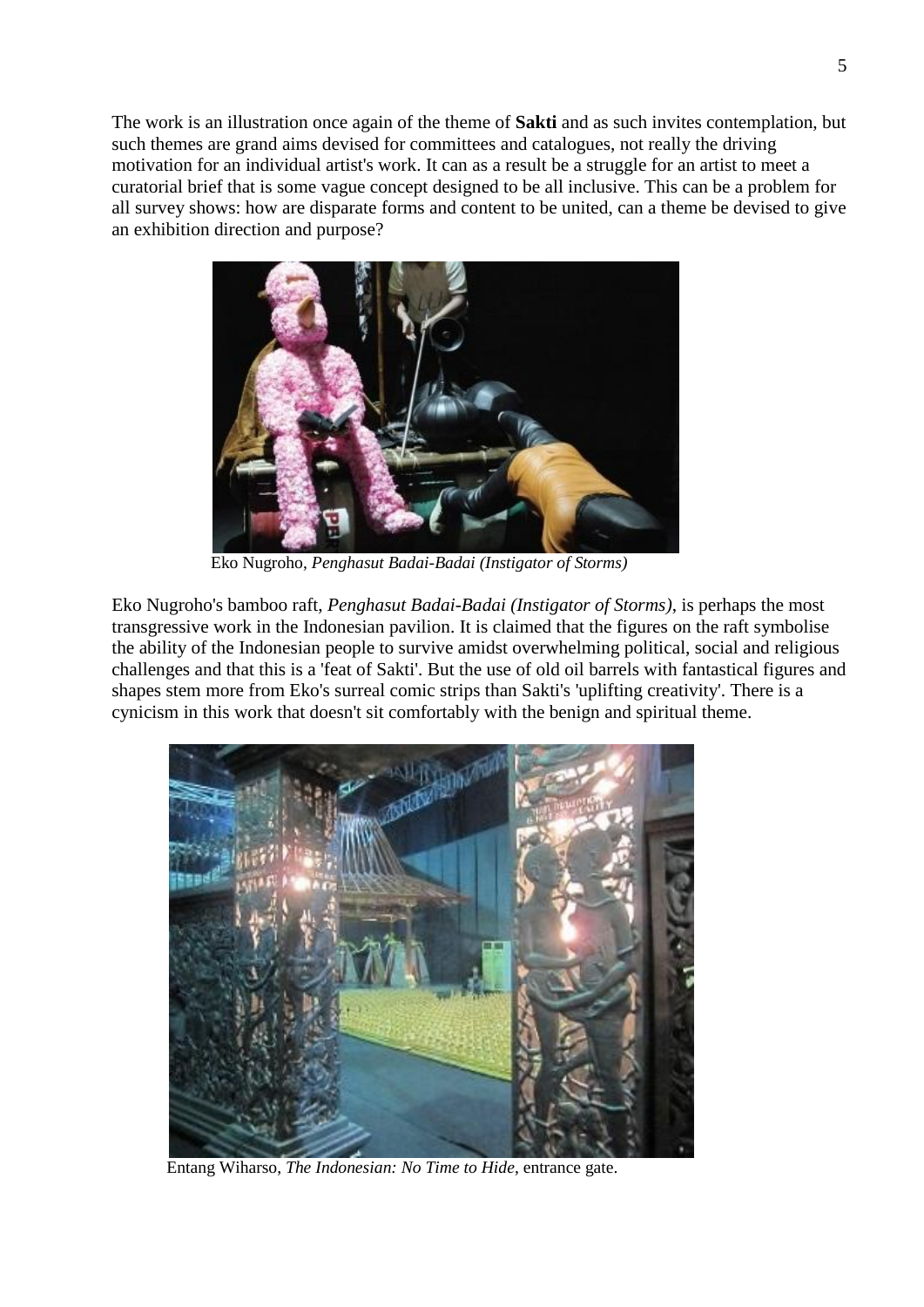The work is an illustration once again of the theme of **Sakti** and as such invites contemplation, but such themes are grand aims devised for committees and catalogues, not really the driving motivation for an individual artist's work. It can as a result be a struggle for an artist to meet a curatorial brief that is some vague concept designed to be all inclusive. This can be a problem for all survey shows: how are disparate forms and content to be united, can a theme be devised to give an exhibition direction and purpose?

Eko Nugroho, *Penghasut Badai-Badai (Instigator of Storms)*

Eko Nugroho's bamboo raft, *Penghasut Badai-Badai (Instigator of Storms)*, is perhaps the most transgressive work in the Indonesian pavilion. It is claimed that the figures on the raft symbolise the ability of the Indonesian people to survive amidst overwhelming political, social and religious challenges and that this is a 'feat of Sakti'. But the use of old oil barrels with fantastical figures and shapes stem more from Eko's surreal comic strips than Sakti's 'uplifting creativity'. There is a cynicism in this work that doesn't sit comfortably with the benign and spiritual theme.

Entang Wiharso, *The Indonesian: No Time to Hide*, entrance gate.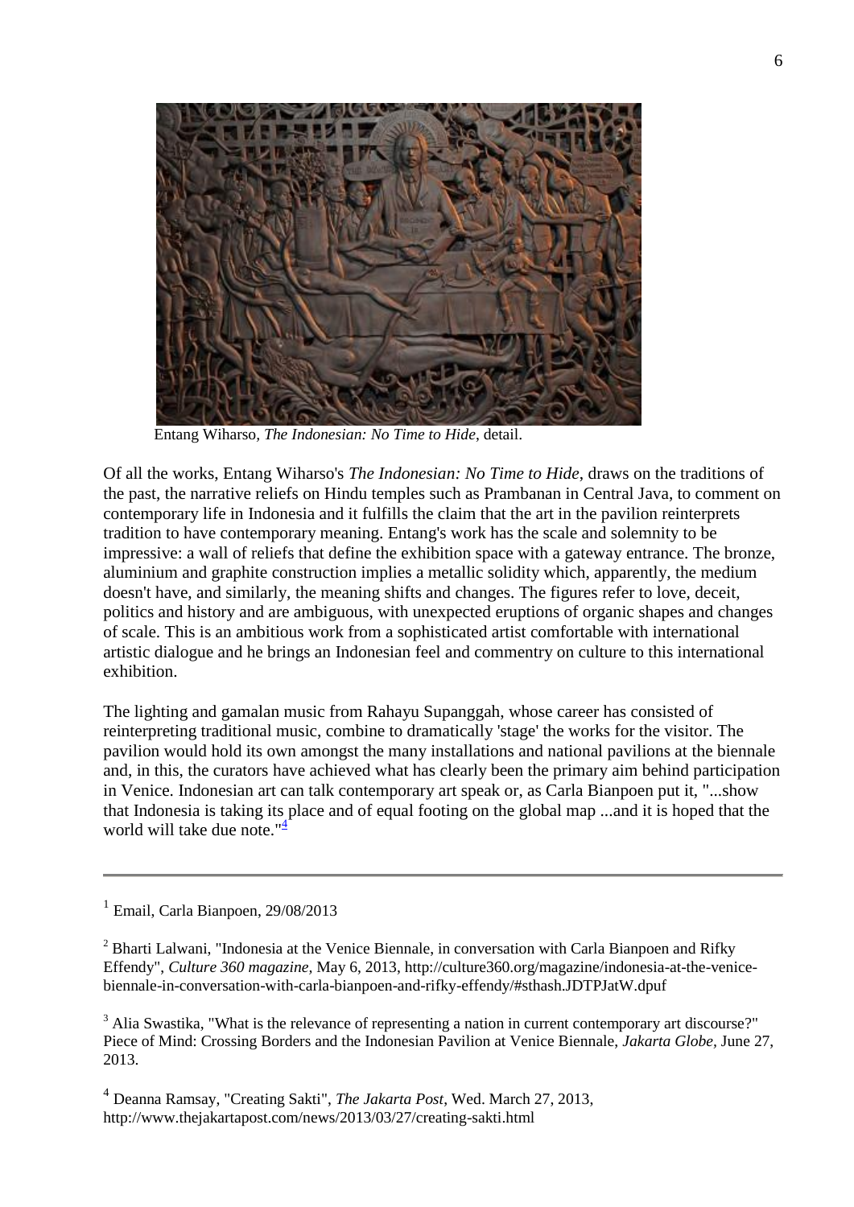Entang Wiharso, *The Indonesian: No Time to Hide*, detail.

Of all the works, Entang Wiharso's *The Indonesian: No Time to Hide*, draws on the traditions of the past, the narrative reliefs on Hindu temples such as Prambanan in Central Java, to comment on contemporary life in Indonesia and it fulfills the claim that the art in the pavilion reinterprets tradition to have contemporary meaning. Entang's work has the scale and solemnity to be impressive: a wall of reliefs that define the exhibition space with a gateway entrance. The bronze, aluminium and graphite construction implies a metallic solidity which, apparently, the medium doesn't have, and similarly, the meaning shifts and changes. The figures refer to love, deceit, politics and history and are ambiguous, with unexpected eruptions of organic shapes and changes of scale. This is an ambitious work from a sophisticated artist comfortable with international artistic dialogue and he brings an Indonesian feel and commentry on culture to this international exhibition.

The lighting and gamalan music from Rahayu Supanggah, whose career has consisted of reinterpreting traditional music, combine to dramatically 'stage' the works for the visitor. The pavilion would hold its own amongst the many installations and national pavilions at the biennale and, in this, the curators have achieved what has clearly been the primary aim behind participation in Venice. Indonesian art can talk contemporary art speak or, as Carla Bianpoen put it, "...show that Indonesia is taking its place and of equal footing on the global map ...and it is hoped that the world will take due note."[4]

---

[1] Email, Carla Bianpoen, 29/08/2013

[2] Bharti Lalwani, "Indonesia at the Venice Biennale, in conversation with Carla Bianpoen and Rifky Effendy", *Culture 360 magazine,* May 6, 2013, http://culture360.org/magazine/indonesia-at-the-venice-biennale-in-conversation-with-carla-bianpoen-and-rifky-effendy/#sthash.JDTPJatW.dpuf

[3] Alia Swastika, "What is the relevance of representing a nation in current contemporary art discourse?" Piece of Mind: Crossing Borders and the Indonesian Pavilion at Venice Biennale, *Jakarta Globe,* June 27, 2013.

[4] Deanna Ramsay, "Creating Sakti", *The Jakarta Post*, Wed. March 27, 2013, http://www.thejakartapost.com/news/2013/03/27/creating-sakti.html